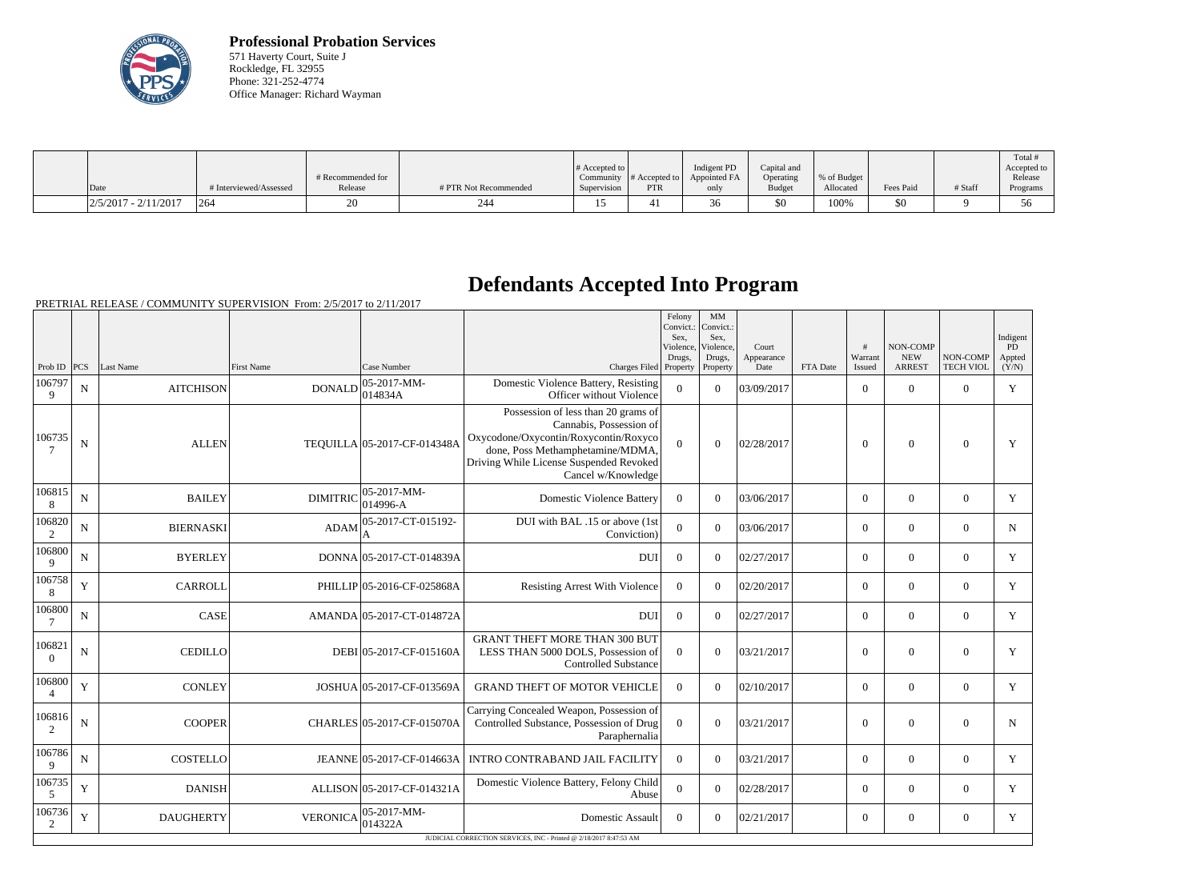**Professional Probation Services**
571 Haverty Court, Suite J
Rockledge, FL 32955
Phone: 321-252-4774
Office Manager: Richard Wayman

| Date | # Interviewed/Assessed | # Recommended for Release | # PTR Not Recommended | # Accepted to Community Supervision | # Accepted to PTR | Indigent PD Appointed FA only | Capital and Operating Budget | % of Budget Allocated | Fees Paid | # Staff | Total # Accepted to Release Programs |
|---|---|---|---|---|---|---|---|---|---|---|---|
| 2/5/2017 - 2/11/2017 | 264 | 20 | 244 | 15 | 41 | 36 | $0 | 100% | $0 | 9 | 56 |

# Defendants Accepted Into Program

PRETRIAL RELEASE / COMMUNITY SUPERVISION From: 2/5/2017 to 2/11/2017

| Prob ID | PCS | Last Name | First Name | Case Number | Charges Filed | Felony Convict.: Sex, Violence, Drugs, Property | MM Convict.: Sex, Violence, Drugs, Property | Court Appearance Date | FTA Date | # Warrant Issued | NON-COMP NEW ARREST | NON-COMP TECH VIOL | Indigent PD Appted (Y/N) |
|---|---|---|---|---|---|---|---|---|---|---|---|---|---|
| 1067979 | N | AITCHISON | DONALD | 05-2017-MM-014834A | Domestic Violence Battery, Resisting Officer without Violence | 0 | 0 | 03/09/2017 | | 0 | 0 | 0 | Y |
| 1067357 | N | ALLEN | TEQUILLA | 05-2017-CF-014348A | Possession of less than 20 grams of Cannabis, Possession of Oxycodone/Oxycontin/Roxycontin/Roxycodone, Poss Methamphetamine/MDMA, Driving While License Suspended Revoked Cancel w/Knowledge | 0 | 0 | 02/28/2017 | | 0 | 0 | 0 | Y |
| 1068158 | N | BAILEY | DIMITRIC | 05-2017-MM-014996-A | Domestic Violence Battery | 0 | 0 | 03/06/2017 | | 0 | 0 | 0 | Y |
| 1068202 | N | BIERNASKI | ADAM | 05-2017-CT-015192-A | DUI with BAL .15 or above (1st Conviction) | 0 | 0 | 03/06/2017 | | 0 | 0 | 0 | N |
| 1068009 | N | BYERLEY | DONNA | 05-2017-CT-014839A | DUI | 0 | 0 | 02/27/2017 | | 0 | 0 | 0 | Y |
| 1067588 | Y | CARROLL | PHILLIP | 05-2016-CF-025868A | Resisting Arrest With Violence | 0 | 0 | 02/20/2017 | | 0 | 0 | 0 | Y |
| 1068007 | N | CASE | AMANDA | 05-2017-CT-014872A | DUI | 0 | 0 | 02/27/2017 | | 0 | 0 | 0 | Y |
| 1068210 | N | CEDILLO | DEBI | 05-2017-CF-015160A | GRANT THEFT MORE THAN 300 BUT LESS THAN 5000 DOLS, Possession of Controlled Substance | 0 | 0 | 03/21/2017 | | 0 | 0 | 0 | Y |
| 1068004 | Y | CONLEY | JOSHUA | 05-2017-CF-013569A | GRAND THEFT OF MOTOR VEHICLE | 0 | 0 | 02/10/2017 | | 0 | 0 | 0 | Y |
| 1068162 | N | COOPER | CHARLES | 05-2017-CF-015070A | Carrying Concealed Weapon, Possession of Controlled Substance, Possession of Drug Paraphernalia | 0 | 0 | 03/21/2017 | | 0 | 0 | 0 | N |
| 1067869 | N | COSTELLO | JEANNE | 05-2017-CF-014663A | INTRO CONTRABAND JAIL FACILITY | 0 | 0 | 03/21/2017 | | 0 | 0 | 0 | Y |
| 1067355 | Y | DANISH | ALLISON | 05-2017-CF-014321A | Domestic Violence Battery, Felony Child Abuse | 0 | 0 | 02/28/2017 | | 0 | 0 | 0 | Y |
| 1067362 | Y | DAUGHERTY | VERONICA | 05-2017-MM-014322A | Domestic Assault | 0 | 0 | 02/21/2017 | | 0 | 0 | 0 | Y |

JUDICIAL CORRECTION SERVICES, INC - Printed @ 2/18/2017 8:47:53 AM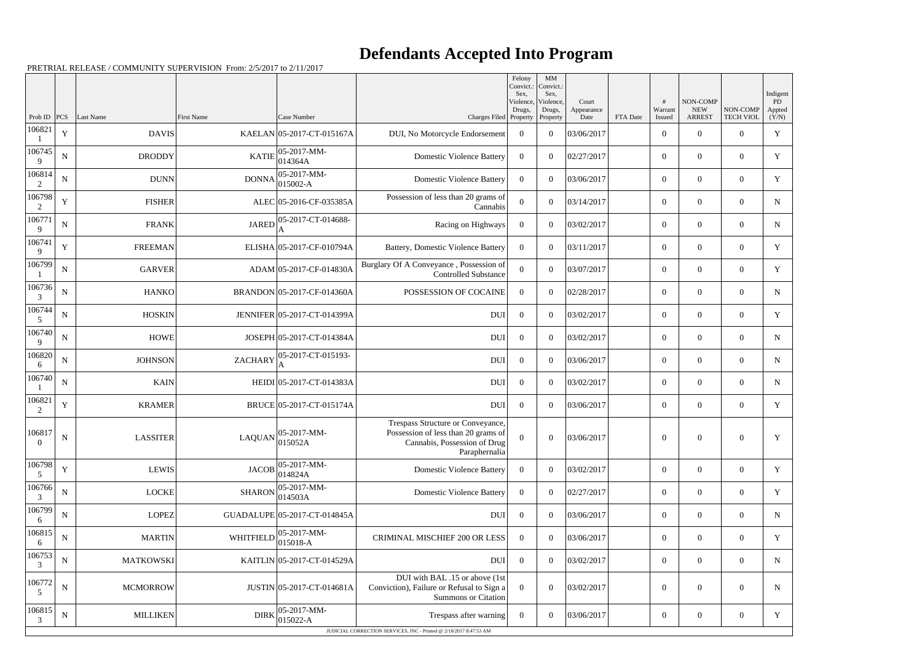# Defendants Accepted Into Program

PRETRIAL RELEASE / COMMUNITY SUPERVISION From: 2/5/2017 to 2/11/2017

| Prob ID | PCS | Last Name | First Name | Case Number | Charges Filed | Felony Convict.: Sex, Violence, Drugs, Property | MM Convict.: Sex, Violence, Drugs, Property | Court Appearance Date | FTA Date | # Warrant Issued | NON-COMP NEW ARREST | NON-COMP TECH VIOL | Indigent PD Appted (Y/N) |
|---|---|---|---|---|---|---|---|---|---|---|---|---|---|
| 1068211 | Y | DAVIS | KAELAN | 05-2017-CT-015167A | DUI, No Motorcycle Endorsement | 0 | 0 | 03/06/2017 | | 0 | 0 | 0 | Y |
| 1067459 | N | DRODDY | KATIE | 05-2017-MM-014364A | Domestic Violence Battery | 0 | 0 | 02/27/2017 | | 0 | 0 | 0 | Y |
| 1068142 | N | DUNN | DONNA | 05-2017-MM-015002-A | Domestic Violence Battery | 0 | 0 | 03/06/2017 | | 0 | 0 | 0 | Y |
| 1067982 | Y | FISHER | ALEC | 05-2016-CF-035385A | Possession of less than 20 grams of Cannabis | 0 | 0 | 03/14/2017 | | 0 | 0 | 0 | N |
| 1067719 | N | FRANK | JARED | 05-2017-CT-014688-A | Racing on Highways | 0 | 0 | 03/02/2017 | | 0 | 0 | 0 | N |
| 1067419 | Y | FREEMAN | ELISHA | 05-2017-CF-010794A | Battery, Domestic Violence Battery | 0 | 0 | 03/11/2017 | | 0 | 0 | 0 | Y |
| 1067991 | N | GARVER | ADAM | 05-2017-CF-014830A | Burglary Of A Conveyance , Possession of Controlled Substance | 0 | 0 | 03/07/2017 | | 0 | 0 | 0 | Y |
| 1067363 | N | HANKO | BRANDON | 05-2017-CF-014360A | POSSESSION OF COCAINE | 0 | 0 | 02/28/2017 | | 0 | 0 | 0 | N |
| 1067445 | N | HOSKIN | JENNIFER | 05-2017-CT-014399A | DUI | 0 | 0 | 03/02/2017 | | 0 | 0 | 0 | Y |
| 1067409 | N | HOWE | JOSEPH | 05-2017-CT-014384A | DUI | 0 | 0 | 03/02/2017 | | 0 | 0 | 0 | N |
| 1068206 | N | JOHNSON | ZACHARY | 05-2017-CT-015193-A | DUI | 0 | 0 | 03/06/2017 | | 0 | 0 | 0 | N |
| 1067401 | N | KAIN | HEIDI | 05-2017-CT-014383A | DUI | 0 | 0 | 03/02/2017 | | 0 | 0 | 0 | N |
| 1068212 | Y | KRAMER | BRUCE | 05-2017-CT-015174A | DUI | 0 | 0 | 03/06/2017 | | 0 | 0 | 0 | Y |
| 1068170 | N | LASSITER | LAQUAN | 05-2017-MM-015052A | Trespass Structure or Conveyance, Possession of less than 20 grams of Cannabis, Possession of Drug Paraphernalia | 0 | 0 | 03/06/2017 | | 0 | 0 | 0 | Y |
| 1067985 | Y | LEWIS | JACOB | 05-2017-MM-014824A | Domestic Violence Battery | 0 | 0 | 03/02/2017 | | 0 | 0 | 0 | Y |
| 1067663 | N | LOCKE | SHARON | 05-2017-MM-014503A | Domestic Violence Battery | 0 | 0 | 02/27/2017 | | 0 | 0 | 0 | Y |
| 1067996 | N | LOPEZ | GUADALUPE | 05-2017-CT-014845A | DUI | 0 | 0 | 03/06/2017 | | 0 | 0 | 0 | N |
| 1068156 | N | MARTIN | WHITFIELD | 05-2017-MM-015018-A | CRIMINAL MISCHIEF 200 OR LESS | 0 | 0 | 03/06/2017 | | 0 | 0 | 0 | Y |
| 1067533 | N | MATKOWSKI | KAITLIN | 05-2017-CT-014529A | DUI | 0 | 0 | 03/02/2017 | | 0 | 0 | 0 | N |
| 1067725 | N | MCMORROW | JUSTIN | 05-2017-CT-014681A | DUI with BAL .15 or above (1st Conviction), Failure or Refusal to Sign a Summons or Citation | 0 | 0 | 03/02/2017 | | 0 | 0 | 0 | N |
| 1068153 | N | MILLIKEN | DIRK | 05-2017-MM-015022-A | Trespass after warning | 0 | 0 | 03/06/2017 | | 0 | 0 | 0 | Y |

JUDICIAL CORRECTION SERVICES, INC - Printed @ 2/18/2017 8:47:53 AM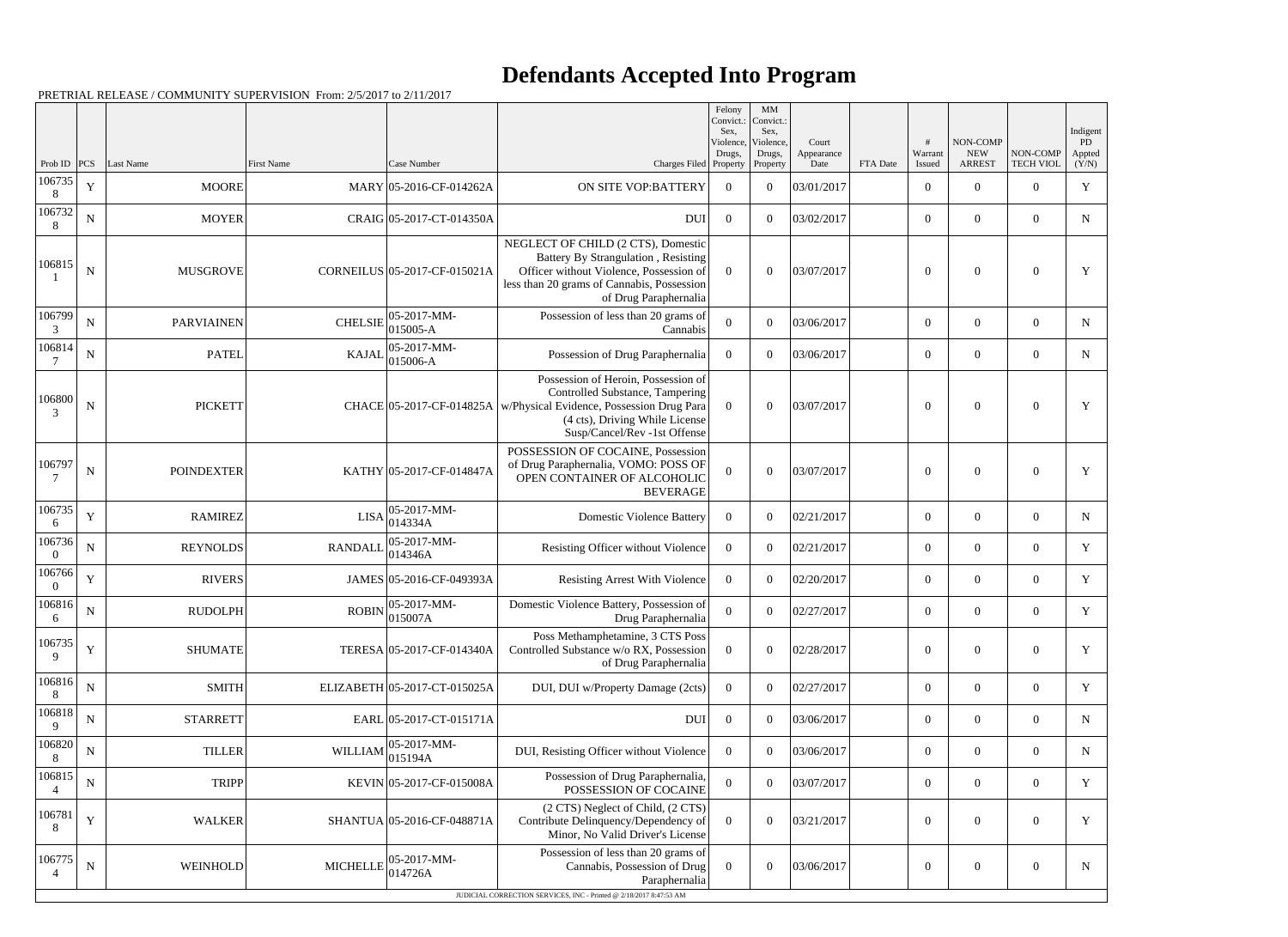# Defendants Accepted Into Program

PRETRIAL RELEASE / COMMUNITY SUPERVISION From: 2/5/2017 to 2/11/2017

| Prob ID | PCS | Last Name | First Name | Case Number | Charges Filed | Felony Convict.: Sex, Violence, Drugs, Property | MM Convict.: Sex, Violence, Drugs, Property | Court Appearance Date | FTA Date | # Warrant Issued | NON-COMP NEW ARREST | NON-COMP TECH VIOL | Indigent PD Appted (Y/N) |
|---|---|---|---|---|---|---|---|---|---|---|---|---|---|
| 1067358 | Y | MOORE | MARY | 05-2016-CF-014262A | ON SITE VOP:BATTERY | 0 | 0 | 03/01/2017 | | 0 | 0 | 0 | Y |
| 1067328 | N | MOYER | CRAIG | 05-2017-CT-014350A | DUI | 0 | 0 | 03/02/2017 | | 0 | 0 | 0 | N |
| 1068151 | N | MUSGROVE | CORNEILUS | 05-2017-CF-015021A | NEGLECT OF CHILD (2 CTS), Domestic Battery By Strangulation , Resisting Officer without Violence, Possession of less than 20 grams of Cannabis, Possession of Drug Paraphernalia | 0 | 0 | 03/07/2017 | | 0 | 0 | 0 | Y |
| 1067993 | N | PARVIAINEN | CHELSIE | 05-2017-MM-015005-A | Possession of less than 20 grams of Cannabis | 0 | 0 | 03/06/2017 | | 0 | 0 | 0 | N |
| 1068147 | N | PATEL | KAJAL | 05-2017-MM-015006-A | Possession of Drug Paraphernalia | 0 | 0 | 03/06/2017 | | 0 | 0 | 0 | N |
| 1068003 | N | PICKETT | CHACE | 05-2017-CF-014825A | Possession of Heroin, Possession of Controlled Substance, Tampering w/Physical Evidence, Possession Drug Para (4 cts), Driving While License Susp/Cancel/Rev -1st Offense | 0 | 0 | 03/07/2017 | | 0 | 0 | 0 | Y |
| 1067977 | N | POINDEXTER | KATHY | 05-2017-CF-014847A | POSSESSION OF COCAINE, Possession of Drug Paraphernalia, VOMO: POSS OF OPEN CONTAINER OF ALCOHOLIC BEVERAGE | 0 | 0 | 03/07/2017 | | 0 | 0 | 0 | Y |
| 1067356 | Y | RAMIREZ | LISA | 05-2017-MM-014334A | Domestic Violence Battery | 0 | 0 | 02/21/2017 | | 0 | 0 | 0 | N |
| 1067360 | N | REYNOLDS | RANDALL | 05-2017-MM-014346A | Resisting Officer without Violence | 0 | 0 | 02/21/2017 | | 0 | 0 | 0 | Y |
| 1067660 | Y | RIVERS | JAMES | 05-2016-CF-049393A | Resisting Arrest With Violence | 0 | 0 | 02/20/2017 | | 0 | 0 | 0 | Y |
| 1068166 | N | RUDOLPH | ROBIN | 05-2017-MM-015007A | Domestic Violence Battery, Possession of Drug Paraphernalia | 0 | 0 | 02/27/2017 | | 0 | 0 | 0 | Y |
| 1067359 | Y | SHUMATE | TERESA | 05-2017-CF-014340A | Poss Methamphetamine, 3 CTS Poss Controlled Substance w/o RX, Possession of Drug Paraphernalia | 0 | 0 | 02/28/2017 | | 0 | 0 | 0 | Y |
| 1068168 | N | SMITH | ELIZABETH | 05-2017-CT-015025A | DUI, DUI w/Property Damage (2cts) | 0 | 0 | 02/27/2017 | | 0 | 0 | 0 | Y |
| 1068189 | N | STARRETT | EARL | 05-2017-CT-015171A | DUI | 0 | 0 | 03/06/2017 | | 0 | 0 | 0 | N |
| 1068208 | N | TILLER | WILLIAM | 05-2017-MM-015194A | DUI, Resisting Officer without Violence | 0 | 0 | 03/06/2017 | | 0 | 0 | 0 | N |
| 1068154 | N | TRIPP | KEVIN | 05-2017-CF-015008A | Possession of Drug Paraphernalia, POSSESSION OF COCAINE | 0 | 0 | 03/07/2017 | | 0 | 0 | 0 | Y |
| 1067818 | Y | WALKER | SHANTUA | 05-2016-CF-048871A | (2 CTS) Neglect of Child, (2 CTS) Contribute Delinquency/Dependency of Minor, No Valid Driver's License | 0 | 0 | 03/21/2017 | | 0 | 0 | 0 | Y |
| 1067754 | N | WEINHOLD | MICHELLE | 05-2017-MM-014726A | Possession of less than 20 grams of Cannabis, Possession of Drug Paraphernalia | 0 | 0 | 03/06/2017 | | 0 | 0 | 0 | N |

JUDICIAL CORRECTION SERVICES, INC - Printed @ 2/18/2017 8:47:53 AM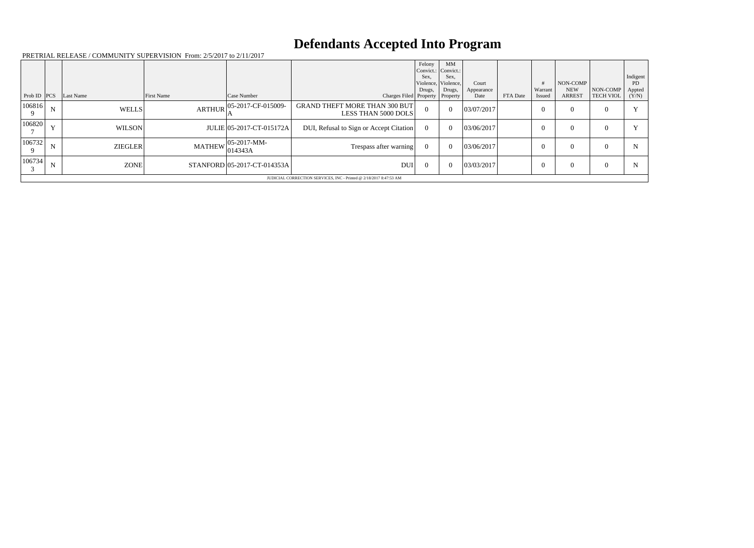# Defendants Accepted Into Program

PRETRIAL RELEASE / COMMUNITY SUPERVISION From: 2/5/2017 to 2/11/2017

| Prob ID | PCS | Last Name | First Name | Case Number | Charges Filed | Felony Convict.: Sex, Violence, Drugs, Property | MM Convict.: Sex, Violence, Drugs, Property | Court Appearance Date | FTA Date | # Warrant Issued | NON-COMP NEW ARREST | NON-COMP TECH VIOL | Indigent PD Appted (Y/N) |
|---|---|---|---|---|---|---|---|---|---|---|---|---|---|
| 1068169 | N | WELLS | ARTHUR | 05-2017-CF-015009-A | GRAND THEFT MORE THAN 300 BUT LESS THAN 5000 DOLS | 0 | 0 | 03/07/2017 | | 0 | 0 | 0 | Y |
| 1068207 | Y | WILSON | JULIE | 05-2017-CT-015172A | DUI, Refusal to Sign or Accept Citation | 0 | 0 | 03/06/2017 | | 0 | 0 | 0 | Y |
| 1067329 | N | ZIEGLER | MATHEW | 05-2017-MM-014343A | Trespass after warning | 0 | 0 | 03/06/2017 | | 0 | 0 | 0 | N |
| 1067343 | N | ZONE | STANFORD | 05-2017-CT-014353A | DUI | 0 | 0 | 03/03/2017 | | 0 | 0 | 0 | N |

JUDICIAL CORRECTION SERVICES, INC - Printed @ 2/18/2017 8:47:53 AM